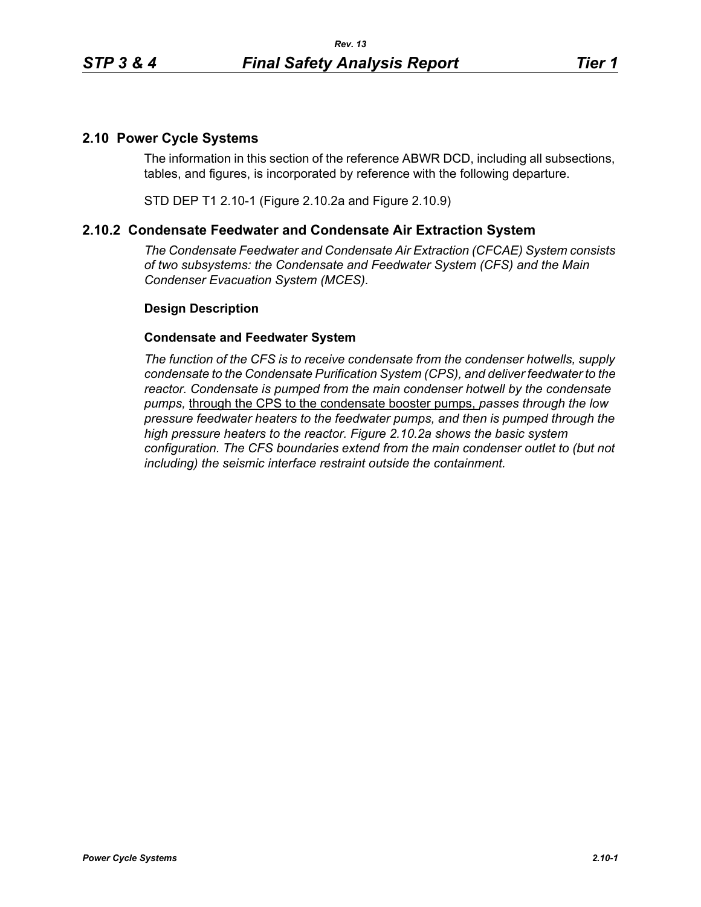## 2.10 Power Cycle Systems

The information in this section of the reference ABWR DCD, including all subsections, tables, and figures, is incorporated by reference with the following departure.

STD DEP T1 2.10-1 (Figure 2.10.2a and Figure 2.10.9)

## 2.10.2 Condensate Feedwater and Condensate Air Extraction System

*The Condensate Feedwater and Condensate Air Extraction (CFCAE) System consists of two subsystems: the Condensate and Feedwater System (CFS) and the Main Condenser Evacuation System (MCES).*

### Design Description

#### Condensate and Feedwater System

*The function of the CFS is to receive condensate from the condenser hotwells, supply condensate to the Condensate Purification System (CPS), and deliver feedwater to the reactor. Condensate is pumped from the main condenser hotwell by the condensate pumps,* <u>through the CPS to the condensate booster pumps,</u> *passes through the low pressure feedwater heaters to the feedwater pumps, and then is pumped through the high pressure heaters to the reactor. Figure 2.10.2a shows the basic system configuration. The CFS boundaries extend from the main condenser outlet to (but not including) the seismic interface restraint outside the containment.*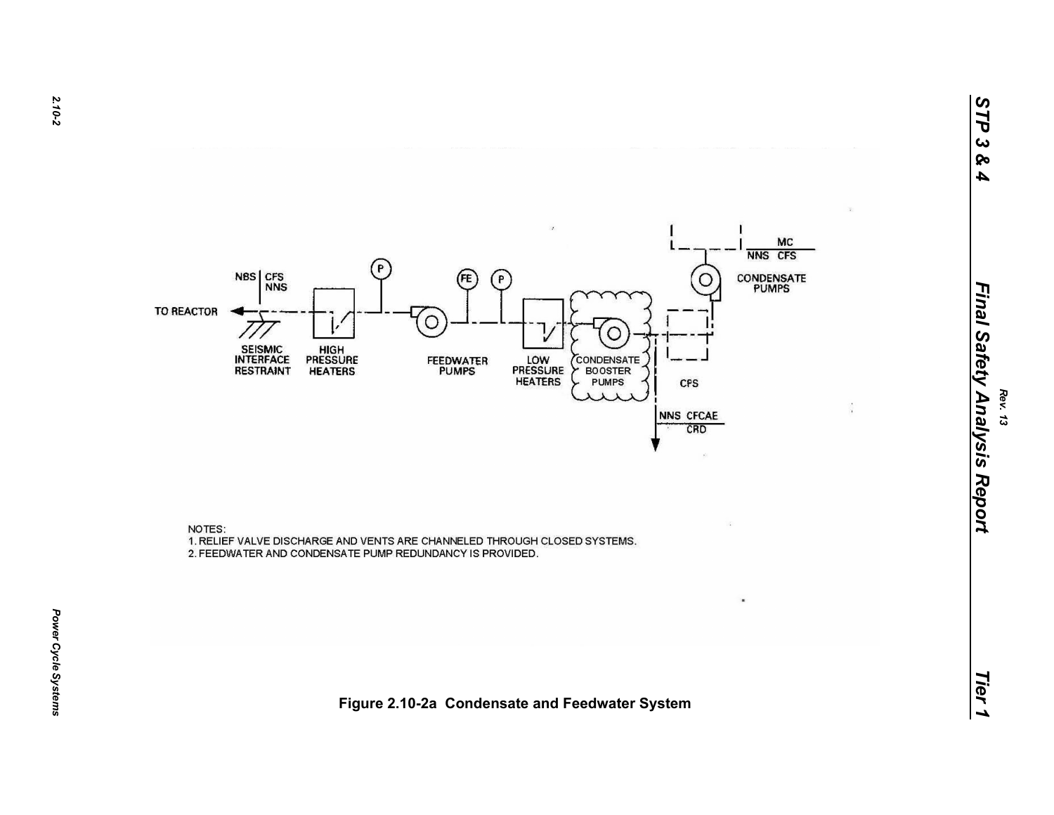NOTES:

1. RELIEF VALVE DISCHARGE AND VENTS ARE CHANNELED THROUGH CLOSED SYSTEMS.
2. FEEDWATER AND CONDENSATE PUMP REDUNDANCY IS PROVIDED.

**Figure 2.10-2a Condensate and Feedwater System**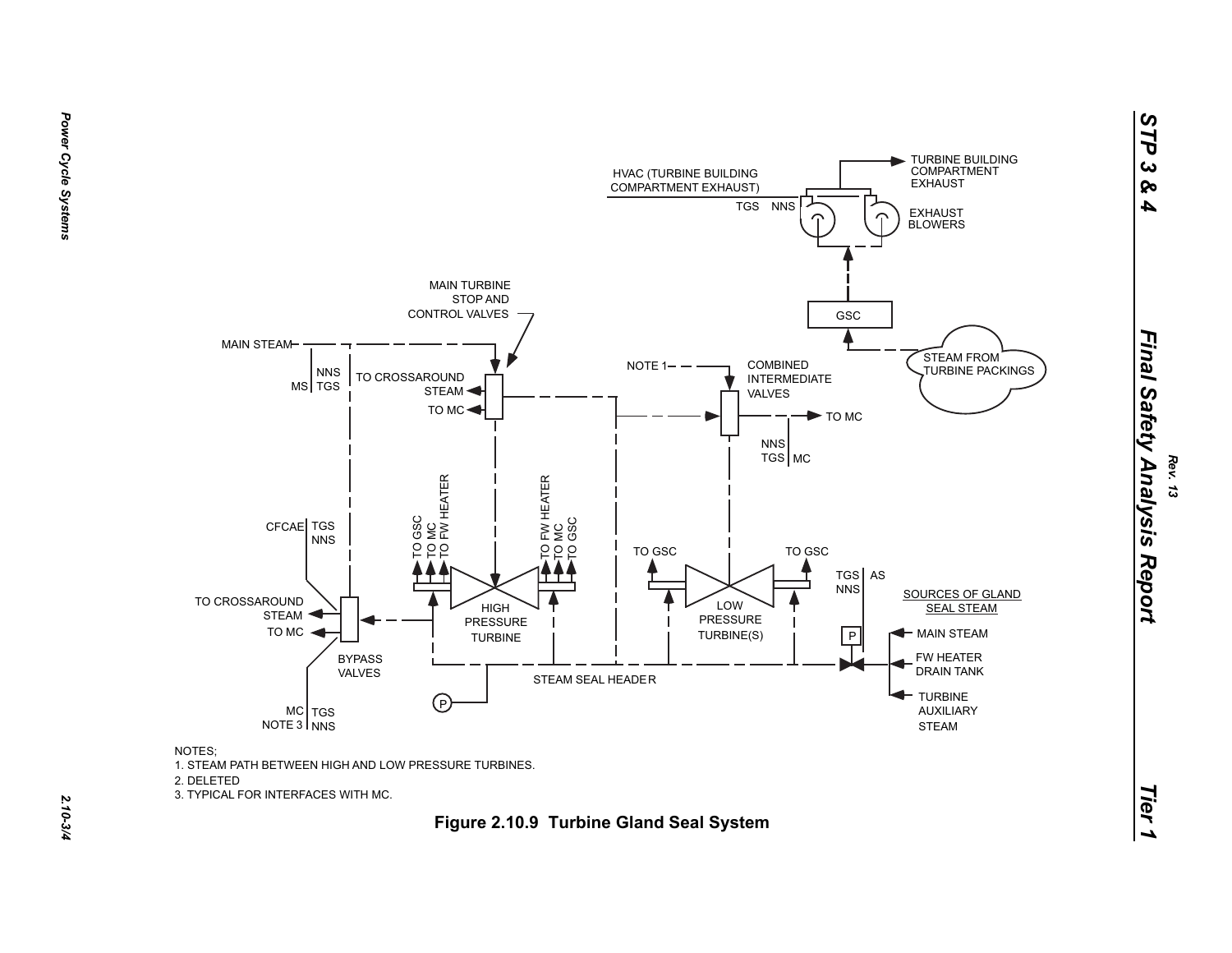MAIN TURBINE
STOP AND
CONTROL VALVES

MAIN STEAM

NNS
MS | TGS

TO CROSSAROUND
STEAM

TO MC

HVAC (TURBINE BUILDING
COMPARTMENT EXHAUST)

TGS NNS

TURBINE BUILDING
COMPARTMENT
EXHAUST

EXHAUST
BLOWERS

GSC

STEAM FROM
TURBINE PACKINGS

NOTE 1

COMBINED
INTERMEDIATE
VALVES

TO MC

NNS
TGS | MC

CFCAE | TGS
NNS

TO GSC
TO MC
TO FW HEATER

TO FW HEATER
TO MC
TO GSC

TO GSC

TO GSC

TGS | AS
NNS

TO CROSSAROUND
STEAM

TO MC

HIGH
PRESSURE
TURBINE

LOW
PRESSURE
TURBINE(S)

SOURCES OF GLAND
SEAL STEAM

MAIN STEAM

FW HEATER
DRAIN TANK

TURBINE
AUXILIARY
STEAM

BYPASS
VALVES

STEAM SEAL HEADER

MC | TGS
NOTE 3 | NNS

NOTES;
1. STEAM PATH BETWEEN HIGH AND LOW PRESSURE TURBINES.
2. DELETED
3. TYPICAL FOR INTERFACES WITH MC.

**Figure 2.10.9 Turbine Gland Seal System**